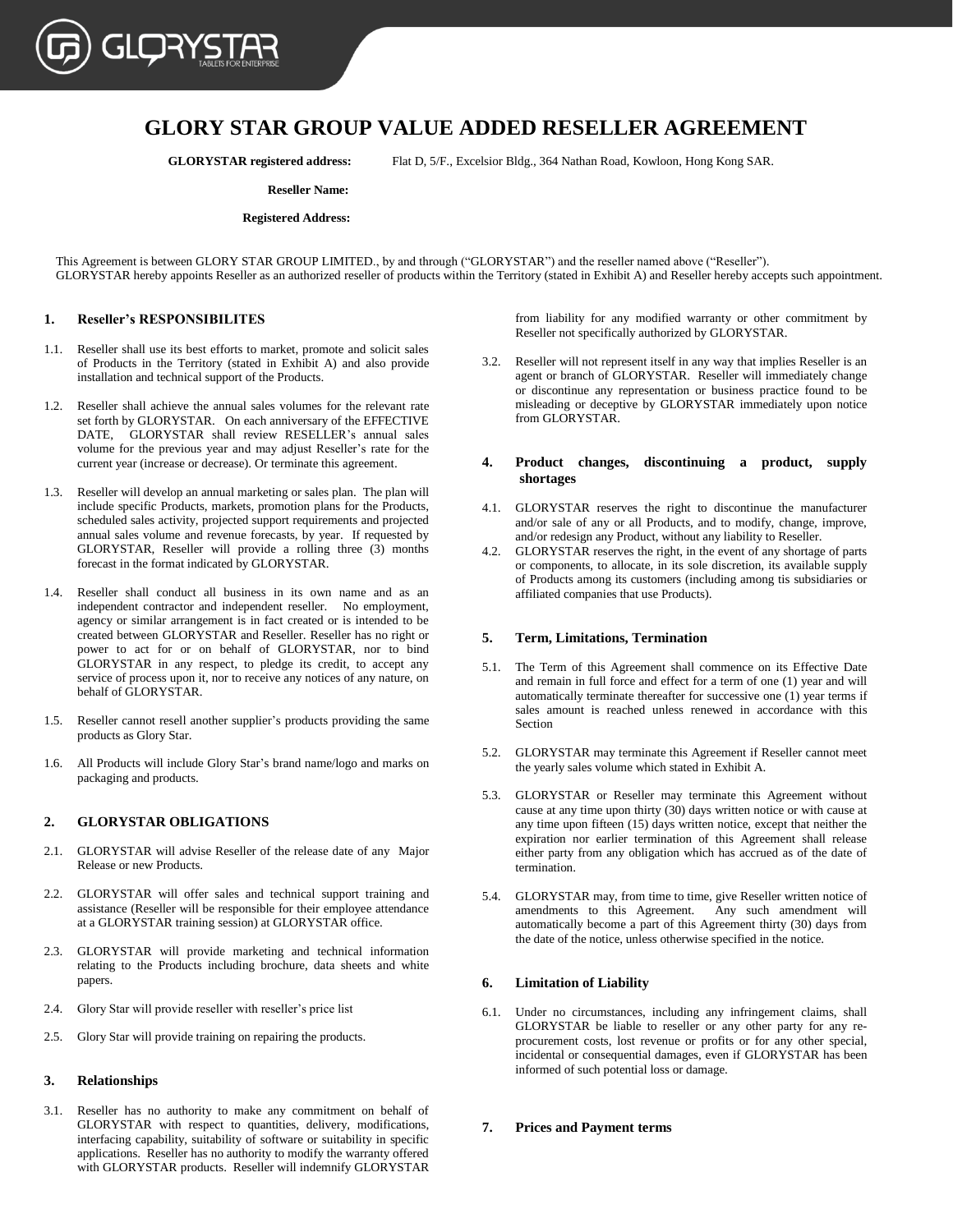# GLORY STAR GROUP VALUE ADDED RESELLER AGREEMENT

**GLORYSTAR registered address:** Flat D, 5/F., Excelsior Bldg., 364 Nathan Road, Kowloon, Hong Kong SAR.

**Reseller Name:**

**Registered Address:**

This Agreement is between GLORY STAR GROUP LIMITED., by and through ("GLORYSTAR") and the reseller named above ("Reseller").
GLORYSTAR hereby appoints Reseller as an authorized reseller of products within the Territory (stated in Exhibit A) and Reseller hereby accepts such appointment.

## 1. Reseller's RESPONSIBILITES

1.1. Reseller shall use its best efforts to market, promote and solicit sales of Products in the Territory (stated in Exhibit A) and also provide installation and technical support of the Products.

1.2. Reseller shall achieve the annual sales volumes for the relevant rate set forth by GLORYSTAR. On each anniversary of the EFFECTIVE DATE, GLORYSTAR shall review RESELLER's annual sales volume for the previous year and may adjust Reseller's rate for the current year (increase or decrease). Or terminate this agreement.

1.3. Reseller will develop an annual marketing or sales plan. The plan will include specific Products, markets, promotion plans for the Products, scheduled sales activity, projected support requirements and projected annual sales volume and revenue forecasts, by year. If requested by GLORYSTAR, Reseller will provide a rolling three (3) months forecast in the format indicated by GLORYSTAR.

1.4. Reseller shall conduct all business in its own name and as an independent contractor and independent reseller. No employment, agency or similar arrangement is in fact created or is intended to be created between GLORYSTAR and Reseller. Reseller has no right or power to act for or on behalf of GLORYSTAR, nor to bind GLORYSTAR in any respect, to pledge its credit, to accept any service of process upon it, nor to receive any notices of any nature, on behalf of GLORYSTAR.

1.5. Reseller cannot resell another supplier's products providing the same products as Glory Star.

1.6. All Products will include Glory Star's brand name/logo and marks on packaging and products.

## 2. GLORYSTAR OBLIGATIONS

2.1. GLORYSTAR will advise Reseller of the release date of any Major Release or new Products.

2.2. GLORYSTAR will offer sales and technical support training and assistance (Reseller will be responsible for their employee attendance at a GLORYSTAR training session) at GLORYSTAR office.

2.3. GLORYSTAR will provide marketing and technical information relating to the Products including brochure, data sheets and white papers.

2.4. Glory Star will provide reseller with reseller's price list

2.5. Glory Star will provide training on repairing the products.

## 3. Relationships

3.1. Reseller has no authority to make any commitment on behalf of GLORYSTAR with respect to quantities, delivery, modifications, interfacing capability, suitability of software or suitability in specific applications. Reseller has no authority to modify the warranty offered with GLORYSTAR products. Reseller will indemnify GLORYSTAR from liability for any modified warranty or other commitment by Reseller not specifically authorized by GLORYSTAR.

3.2. Reseller will not represent itself in any way that implies Reseller is an agent or branch of GLORYSTAR. Reseller will immediately change or discontinue any representation or business practice found to be misleading or deceptive by GLORYSTAR immediately upon notice from GLORYSTAR.

## 4. Product changes, discontinuing a product, supply shortages

4.1. GLORYSTAR reserves the right to discontinue the manufacturer and/or sale of any or all Products, and to modify, change, improve, and/or redesign any Product, without any liability to Reseller.

4.2. GLORYSTAR reserves the right, in the event of any shortage of parts or components, to allocate, in its sole discretion, its available supply of Products among its customers (including among tis subsidiaries or affiliated companies that use Products).

## 5. Term, Limitations, Termination

5.1. The Term of this Agreement shall commence on its Effective Date and remain in full force and effect for a term of one (1) year and will automatically terminate thereafter for successive one (1) year terms if sales amount is reached unless renewed in accordance with this Section

5.2. GLORYSTAR may terminate this Agreement if Reseller cannot meet the yearly sales volume which stated in Exhibit A.

5.3. GLORYSTAR or Reseller may terminate this Agreement without cause at any time upon thirty (30) days written notice or with cause at any time upon fifteen (15) days written notice, except that neither the expiration nor earlier termination of this Agreement shall release either party from any obligation which has accrued as of the date of termination.

5.4. GLORYSTAR may, from time to time, give Reseller written notice of amendments to this Agreement. Any such amendment will automatically become a part of this Agreement thirty (30) days from the date of the notice, unless otherwise specified in the notice.

## 6. Limitation of Liability

6.1. Under no circumstances, including any infringement claims, shall GLORYSTAR be liable to reseller or any other party for any re-procurement costs, lost revenue or profits or for any other special, incidental or consequential damages, even if GLORYSTAR has been informed of such potential loss or damage.

## 7. Prices and Payment terms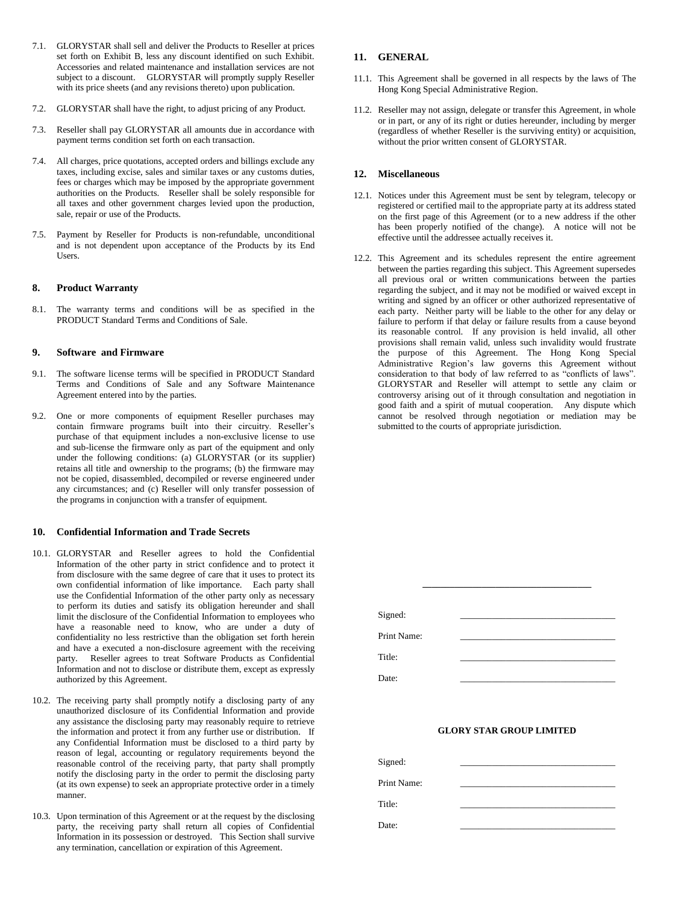7.1. GLORYSTAR shall sell and deliver the Products to Reseller at prices set forth on Exhibit B, less any discount identified on such Exhibit. Accessories and related maintenance and installation services are not subject to a discount. GLORYSTAR will promptly supply Reseller with its price sheets (and any revisions thereto) upon publication.

7.2. GLORYSTAR shall have the right, to adjust pricing of any Product.

7.3. Reseller shall pay GLORYSTAR all amounts due in accordance with payment terms condition set forth on each transaction.

7.4. All charges, price quotations, accepted orders and billings exclude any taxes, including excise, sales and similar taxes or any customs duties, fees or charges which may be imposed by the appropriate government authorities on the Products. Reseller shall be solely responsible for all taxes and other government charges levied upon the production, sale, repair or use of the Products.

7.5. Payment by Reseller for Products is non-refundable, unconditional and is not dependent upon acceptance of the Products by its End Users.

## 8. Product Warranty

8.1. The warranty terms and conditions will be as specified in the PRODUCT Standard Terms and Conditions of Sale.

## 9. Software and Firmware

9.1. The software license terms will be specified in PRODUCT Standard Terms and Conditions of Sale and any Software Maintenance Agreement entered into by the parties.

9.2. One or more components of equipment Reseller purchases may contain firmware programs built into their circuitry. Reseller's purchase of that equipment includes a non-exclusive license to use and sub-license the firmware only as part of the equipment and only under the following conditions: (a) GLORYSTAR (or its supplier) retains all title and ownership to the programs; (b) the firmware may not be copied, disassembled, decompiled or reverse engineered under any circumstances; and (c) Reseller will only transfer possession of the programs in conjunction with a transfer of equipment.

## 10. Confidential Information and Trade Secrets

10.1. GLORYSTAR and Reseller agrees to hold the Confidential Information of the other party in strict confidence and to protect it from disclosure with the same degree of care that it uses to protect its own confidential information of like importance. Each party shall use the Confidential Information of the other party only as necessary to perform its duties and satisfy its obligation hereunder and shall limit the disclosure of the Confidential Information to employees who have a reasonable need to know, who are under a duty of confidentiality no less restrictive than the obligation set forth herein and have a executed a non-disclosure agreement with the receiving party. Reseller agrees to treat Software Products as Confidential Information and not to disclose or distribute them, except as expressly authorized by this Agreement.

10.2. The receiving party shall promptly notify a disclosing party of any unauthorized disclosure of its Confidential Information and provide any assistance the disclosing party may reasonably require to retrieve the information and protect it from any further use or distribution. If any Confidential Information must be disclosed to a third party by reason of legal, accounting or regulatory requirements beyond the reasonable control of the receiving party, that party shall promptly notify the disclosing party in the order to permit the disclosing party (at its own expense) to seek an appropriate protective order in a timely manner.

10.3. Upon termination of this Agreement or at the request by the disclosing party, the receiving party shall return all copies of Confidential Information in its possession or destroyed. This Section shall survive any termination, cancellation or expiration of this Agreement.

## 11. GENERAL

11.1. This Agreement shall be governed in all respects by the laws of The Hong Kong Special Administrative Region.

11.2. Reseller may not assign, delegate or transfer this Agreement, in whole or in part, or any of its right or duties hereunder, including by merger (regardless of whether Reseller is the surviving entity) or acquisition, without the prior written consent of GLORYSTAR.

## 12. Miscellaneous

12.1. Notices under this Agreement must be sent by telegram, telecopy or registered or certified mail to the appropriate party at its address stated on the first page of this Agreement (or to a new address if the other has been properly notified of the change). A notice will not be effective until the addressee actually receives it.

12.2. This Agreement and its schedules represent the entire agreement between the parties regarding this subject. This Agreement supersedes all previous oral or written communications between the parties regarding the subject, and it may not be modified or waived except in writing and signed by an officer or other authorized representative of each party. Neither party will be liable to the other for any delay or failure to perform if that delay or failure results from a cause beyond its reasonable control. If any provision is held invalid, all other provisions shall remain valid, unless such invalidity would frustrate the purpose of this Agreement. The Hong Kong Special Administrative Region's law governs this Agreement without consideration to that body of law referred to as "conflicts of laws". GLORYSTAR and Reseller will attempt to settle any claim or controversy arising out of it through consultation and negotiation in good faith and a spirit of mutual cooperation. Any dispute which cannot be resolved through negotiation or mediation may be submitted to the courts of appropriate jurisdiction.

\_\_\_\_\_\_\_\_\_\_\_\_\_\_\_\_\_\_\_\_\_\_\_\_\_\_\_\_\_\_\_\_\_\_\_\_

Signed: \_\_\_\_\_\_\_\_\_\_\_\_\_\_\_\_\_\_\_\_\_\_\_\_\_\_\_\_\_\_\_\_\_\_

Print Name: \_\_\_\_\_\_\_\_\_\_\_\_\_\_\_\_\_\_\_\_\_\_\_\_\_\_\_\_\_\_\_\_\_\_

Title: \_\_\_\_\_\_\_\_\_\_\_\_\_\_\_\_\_\_\_\_\_\_\_\_\_\_\_\_\_\_\_\_\_\_

Date: \_\_\_\_\_\_\_\_\_\_\_\_\_\_\_\_\_\_\_\_\_\_\_\_\_\_\_\_\_\_\_\_\_\_

**GLORY STAR GROUP LIMITED**

Signed: \_\_\_\_\_\_\_\_\_\_\_\_\_\_\_\_\_\_\_\_\_\_\_\_\_\_\_\_\_\_\_\_\_\_

Print Name: \_\_\_\_\_\_\_\_\_\_\_\_\_\_\_\_\_\_\_\_\_\_\_\_\_\_\_\_\_\_\_\_\_\_

Title: \_\_\_\_\_\_\_\_\_\_\_\_\_\_\_\_\_\_\_\_\_\_\_\_\_\_\_\_\_\_\_\_\_\_

Date: \_\_\_\_\_\_\_\_\_\_\_\_\_\_\_\_\_\_\_\_\_\_\_\_\_\_\_\_\_\_\_\_\_\_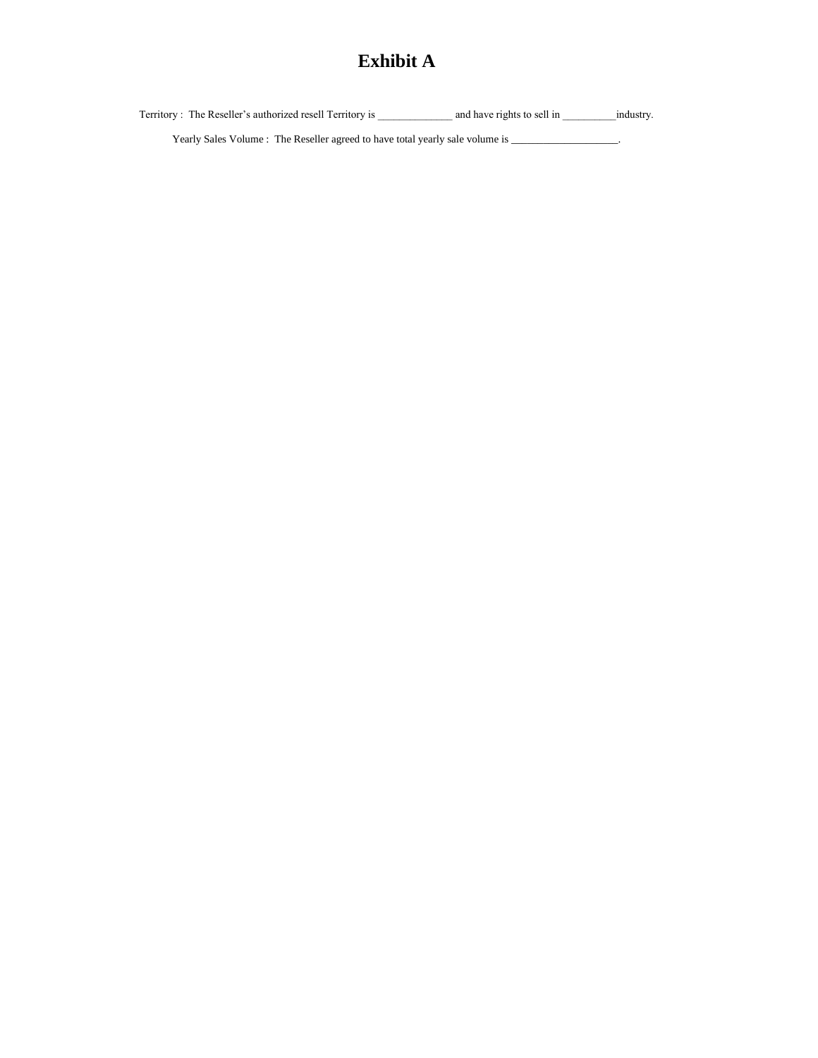# Exhibit A

Territory : The Reseller's authorized resell Territory is ______________ and have rights to sell in __________industry.

Yearly Sales Volume : The Reseller agreed to have total yearly sale volume is ____________________.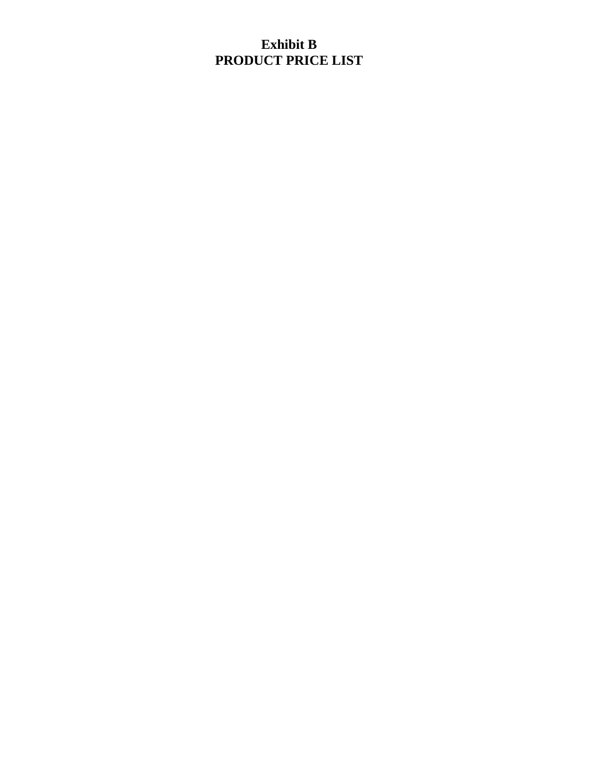# Exhibit B
# PRODUCT PRICE LIST